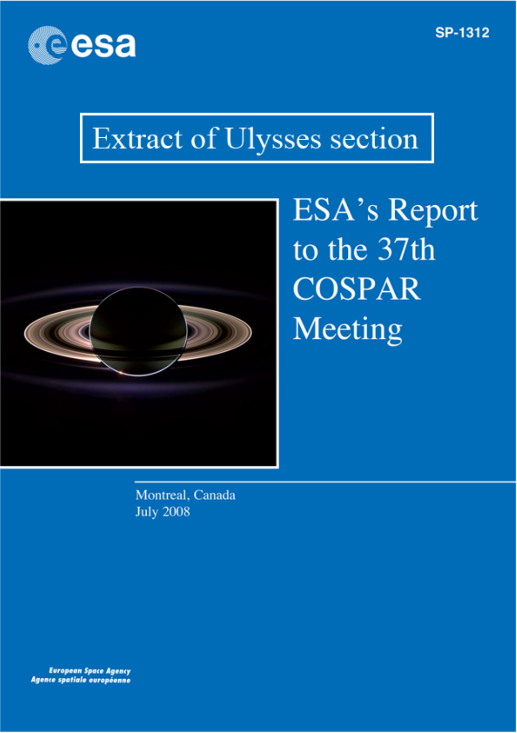esa

SP-1312

# Extract of Ulysses section

# ESA's Report to the 37th COSPAR Meeting

Montreal, Canada
July 2008

European Space Agency
Agence spatiale européenne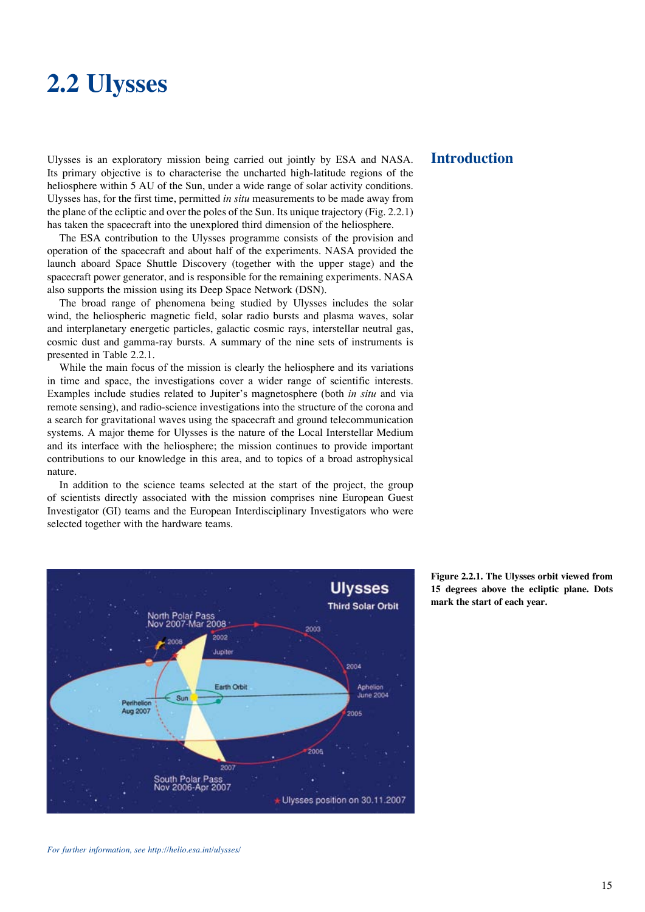# 2.2 Ulysses

## Introduction

Ulysses is an exploratory mission being carried out jointly by ESA and NASA. Its primary objective is to characterise the uncharted high-latitude regions of the heliosphere within 5 AU of the Sun, under a wide range of solar activity conditions. Ulysses has, for the first time, permitted *in situ* measurements to be made away from the plane of the ecliptic and over the poles of the Sun. Its unique trajectory (Fig. 2.2.1) has taken the spacecraft into the unexplored third dimension of the heliosphere.

The ESA contribution to the Ulysses programme consists of the provision and operation of the spacecraft and about half of the experiments. NASA provided the launch aboard Space Shuttle Discovery (together with the upper stage) and the spacecraft power generator, and is responsible for the remaining experiments. NASA also supports the mission using its Deep Space Network (DSN).

The broad range of phenomena being studied by Ulysses includes the solar wind, the heliospheric magnetic field, solar radio bursts and plasma waves, solar and interplanetary energetic particles, galactic cosmic rays, interstellar neutral gas, cosmic dust and gamma-ray bursts. A summary of the nine sets of instruments is presented in Table 2.2.1.

While the main focus of the mission is clearly the heliosphere and its variations in time and space, the investigations cover a wider range of scientific interests. Examples include studies related to Jupiter's magnetosphere (both *in situ* and via remote sensing), and radio-science investigations into the structure of the corona and a search for gravitational waves using the spacecraft and ground telecommunication systems. A major theme for Ulysses is the nature of the Local Interstellar Medium and its interface with the heliosphere; the mission continues to provide important contributions to our knowledge in this area, and to topics of a broad astrophysical nature.

In addition to the science teams selected at the start of the project, the group of scientists directly associated with the mission comprises nine European Guest Investigator (GI) teams and the European Interdisciplinary Investigators who were selected together with the hardware teams.

**Figure 2.2.1. The Ulysses orbit viewed from 15 degrees above the ecliptic plane. Dots mark the start of each year.**

*For further information, see http://helio.esa.int/ulysses/*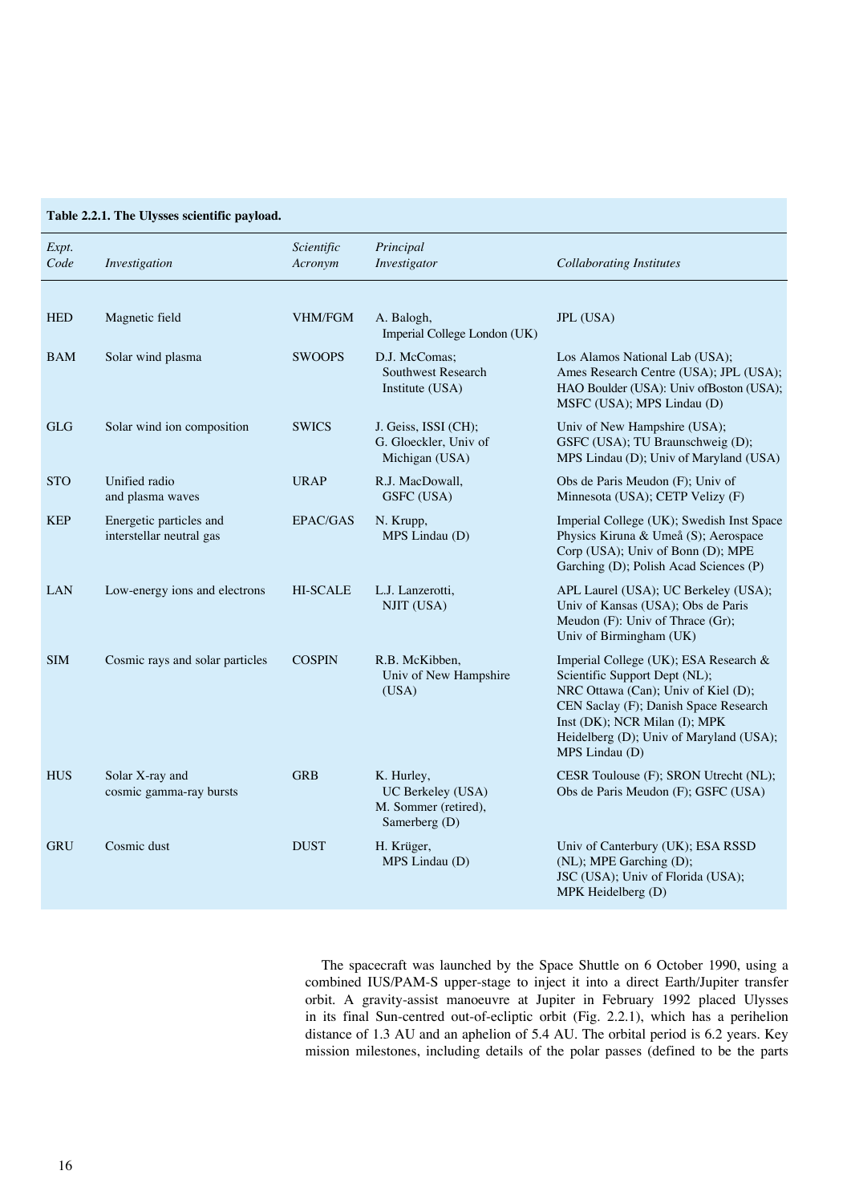**Table 2.2.1. The Ulysses scientific payload.**

| *Expt. Code* | *Investigation* | *Scientific Acronym* | *Principal Investigator* | *Collaborating Institutes* |
|---|---|---|---|---|
| HED | Magnetic field | VHM/FGM | A. Balogh, Imperial College London (UK) | JPL (USA) |
| BAM | Solar wind plasma | SWOOPS | D.J. McComas; Southwest Research Institute (USA) | Los Alamos National Lab (USA); Ames Research Centre (USA); JPL (USA); HAO Boulder (USA): Univ ofBoston (USA); MSFC (USA); MPS Lindau (D) |
| GLG | Solar wind ion composition | SWICS | J. Geiss, ISSI (CH); G. Gloeckler, Univ of Michigan (USA) | Univ of New Hampshire (USA); GSFC (USA); TU Braunschweig (D); MPS Lindau (D); Univ of Maryland (USA) |
| STO | Unified radio and plasma waves | URAP | R.J. MacDowall, GSFC (USA) | Obs de Paris Meudon (F); Univ of Minnesota (USA); CETP Velizy (F) |
| KEP | Energetic particles and interstellar neutral gas | EPAC/GAS | N. Krupp, MPS Lindau (D) | Imperial College (UK); Swedish Inst Space Physics Kiruna & Umeå (S); Aerospace Corp (USA); Univ of Bonn (D); MPE Garching (D); Polish Acad Sciences (P) |
| LAN | Low-energy ions and electrons | HI-SCALE | L.J. Lanzerotti, NJIT (USA) | APL Laurel (USA); UC Berkeley (USA); Univ of Kansas (USA); Obs de Paris Meudon (F): Univ of Thrace (Gr); Univ of Birmingham (UK) |
| SIM | Cosmic rays and solar particles | COSPIN | R.B. McKibben, Univ of New Hampshire (USA) | Imperial College (UK); ESA Research & Scientific Support Dept (NL); NRC Ottawa (Can); Univ of Kiel (D); CEN Saclay (F); Danish Space Research Inst (DK); NCR Milan (I); MPK Heidelberg (D); Univ of Maryland (USA); MPS Lindau (D) |
| HUS | Solar X-ray and cosmic gamma-ray bursts | GRB | K. Hurley, UC Berkeley (USA) M. Sommer (retired), Samerberg (D) | CESR Toulouse (F); SRON Utrecht (NL); Obs de Paris Meudon (F); GSFC (USA) |
| GRU | Cosmic dust | DUST | H. Krüger, MPS Lindau (D) | Univ of Canterbury (UK); ESA RSSD (NL); MPE Garching (D); JSC (USA); Univ of Florida (USA); MPK Heidelberg (D) |

The spacecraft was launched by the Space Shuttle on 6 October 1990, using a combined IUS/PAM-S upper-stage to inject it into a direct Earth/Jupiter transfer orbit. A gravity-assist manoeuvre at Jupiter in February 1992 placed Ulysses in its final Sun-centred out-of-ecliptic orbit (Fig. 2.2.1), which has a perihelion distance of 1.3 AU and an aphelion of 5.4 AU. The orbital period is 6.2 years. Key mission milestones, including details of the polar passes (defined to be the parts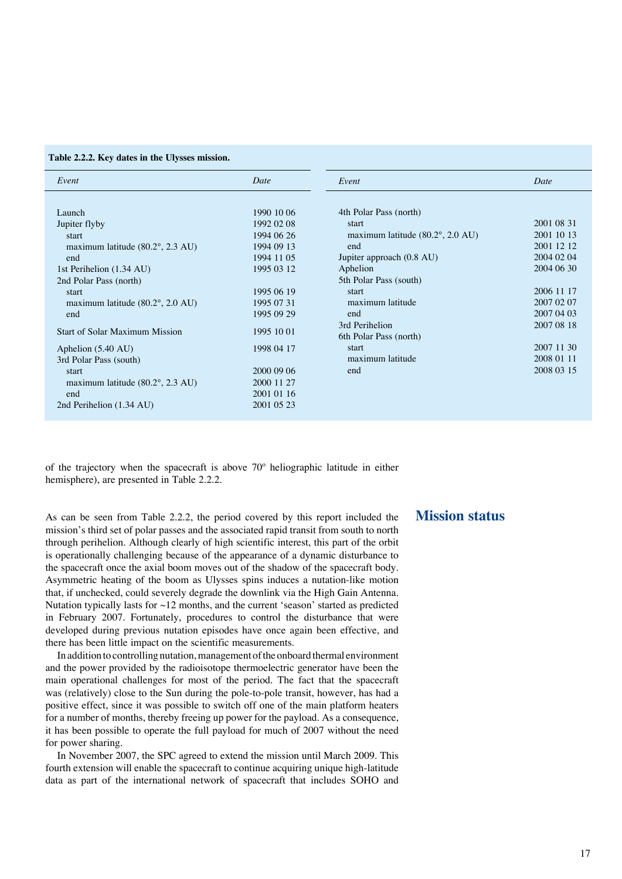**Table 2.2.2. Key dates in the Ulysses mission.**

| *Event* | *Date* | *Event* | *Date* |
|---|---|---|---|
| Launch | 1990 10 06 | 4th Polar Pass (north) | |
| Jupiter flyby | 1992 02 08 | start | 2001 08 31 |
| start | 1994 06 26 | maximum latitude (80.2°, 2.0 AU) | 2001 10 13 |
| maximum latitude (80.2°, 2.3 AU) | 1994 09 13 | end | 2001 12 12 |
| end | 1994 11 05 | Jupiter approach (0.8 AU) | 2004 02 04 |
| 1st Perihelion (1.34 AU) | 1995 03 12 | Aphelion | 2004 06 30 |
| 2nd Polar Pass (north) | | 5th Polar Pass (south) | |
| start | 1995 06 19 | start | 2006 11 17 |
| maximum latitude (80.2°, 2.0 AU) | 1995 07 31 | maximum latitude | 2007 02 07 |
| end | 1995 09 29 | end | 2007 04 03 |
| Start of Solar Maximum Mission | 1995 10 01 | 3rd Perihelion | 2007 08 18 |
| Aphelion (5.40 AU) | 1998 04 17 | 6th Polar Pass (north) | |
| 3rd Polar Pass (south) | | start | 2007 11 30 |
| start | 2000 09 06 | maximum latitude | 2008 01 11 |
| maximum latitude (80.2°, 2.3 AU) | 2000 11 27 | end | 2008 03 15 |
| end | 2001 01 16 | | |
| 2nd Perihelion (1.34 AU) | 2001 05 23 | | |

of the trajectory when the spacecraft is above 70° heliographic latitude in either hemisphere), are presented in Table 2.2.2.

## Mission status

As can be seen from Table 2.2.2, the period covered by this report included the mission's third set of polar passes and the associated rapid transit from south to north through perihelion. Although clearly of high scientific interest, this part of the orbit is operationally challenging because of the appearance of a dynamic disturbance to the spacecraft once the axial boom moves out of the shadow of the spacecraft body. Asymmetric heating of the boom as Ulysses spins induces a nutation-like motion that, if unchecked, could severely degrade the downlink via the High Gain Antenna. Nutation typically lasts for ~12 months, and the current 'season' started as predicted in February 2007. Fortunately, procedures to control the disturbance that were developed during previous nutation episodes have once again been effective, and there has been little impact on the scientific measurements.

In addition to controlling nutation, management of the onboard thermal environment and the power provided by the radioisotope thermoelectric generator have been the main operational challenges for most of the period. The fact that the spacecraft was (relatively) close to the Sun during the pole-to-pole transit, however, has had a positive effect, since it was possible to switch off one of the main platform heaters for a number of months, thereby freeing up power for the payload. As a consequence, it has been possible to operate the full payload for much of 2007 without the need for power sharing.

In November 2007, the SPC agreed to extend the mission until March 2009. This fourth extension will enable the spacecraft to continue acquiring unique high-latitude data as part of the international network of spacecraft that includes SOHO and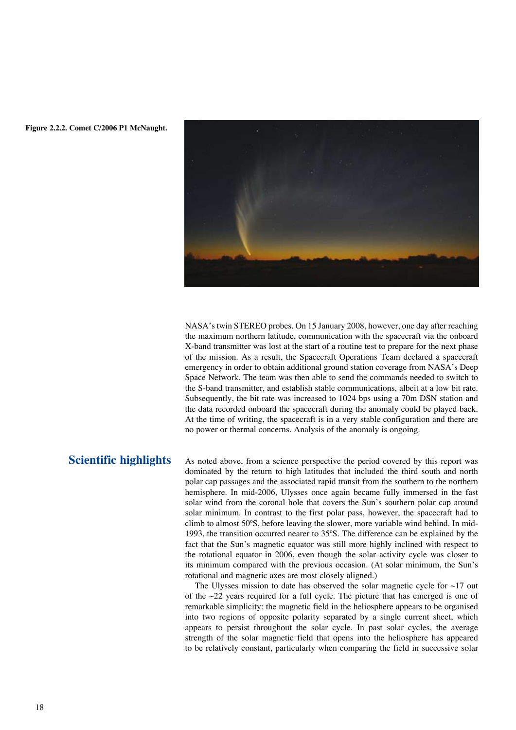Figure 2.2.2. Comet C/2006 P1 McNaught.

NASA's twin STEREO probes. On 15 January 2008, however, one day after reaching the maximum northern latitude, communication with the spacecraft via the onboard X-band transmitter was lost at the start of a routine test to prepare for the next phase of the mission. As a result, the Spacecraft Operations Team declared a spacecraft emergency in order to obtain additional ground station coverage from NASA's Deep Space Network. The team was then able to send the commands needed to switch to the S-band transmitter, and establish stable communications, albeit at a low bit rate. Subsequently, the bit rate was increased to 1024 bps using a 70m DSN station and the data recorded onboard the spacecraft during the anomaly could be played back. At the time of writing, the spacecraft is in a very stable configuration and there are no power or thermal concerns. Analysis of the anomaly is ongoing.

## Scientific highlights

As noted above, from a science perspective the period covered by this report was dominated by the return to high latitudes that included the third south and north polar cap passages and the associated rapid transit from the southern to the northern hemisphere. In mid-2006, Ulysses once again became fully immersed in the fast solar wind from the coronal hole that covers the Sun's southern polar cap around solar minimum. In contrast to the first polar pass, however, the spacecraft had to climb to almost 50ºS, before leaving the slower, more variable wind behind. In mid-1993, the transition occurred nearer to 35ºS. The difference can be explained by the fact that the Sun's magnetic equator was still more highly inclined with respect to the rotational equator in 2006, even though the solar activity cycle was closer to its minimum compared with the previous occasion. (At solar minimum, the Sun's rotational and magnetic axes are most closely aligned.)

The Ulysses mission to date has observed the solar magnetic cycle for ~17 out of the ~22 years required for a full cycle. The picture that has emerged is one of remarkable simplicity: the magnetic field in the heliosphere appears to be organised into two regions of opposite polarity separated by a single current sheet, which appears to persist throughout the solar cycle. In past solar cycles, the average strength of the solar magnetic field that opens into the heliosphere has appeared to be relatively constant, particularly when comparing the field in successive solar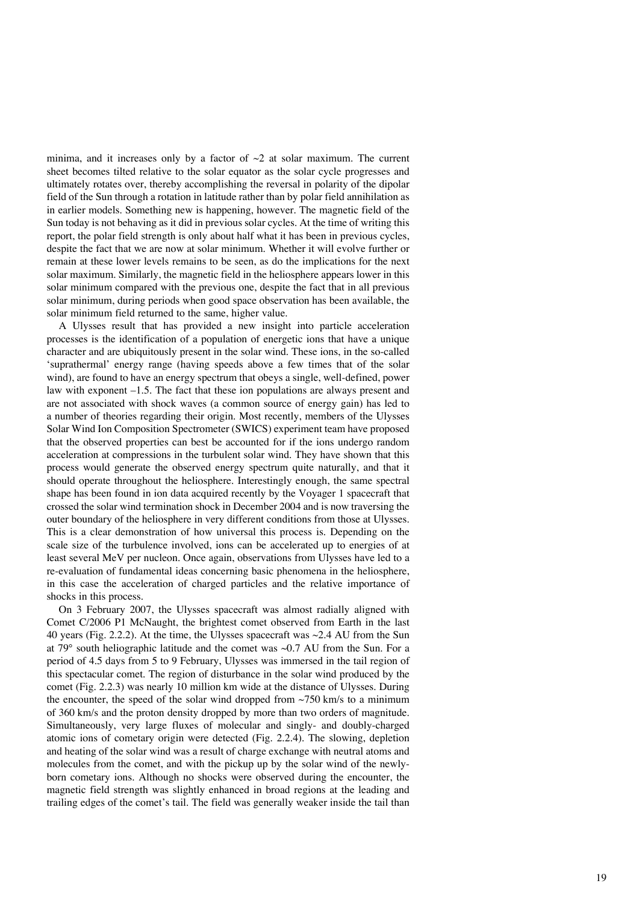minima, and it increases only by a factor of ~2 at solar maximum. The current sheet becomes tilted relative to the solar equator as the solar cycle progresses and ultimately rotates over, thereby accomplishing the reversal in polarity of the dipolar field of the Sun through a rotation in latitude rather than by polar field annihilation as in earlier models. Something new is happening, however. The magnetic field of the Sun today is not behaving as it did in previous solar cycles. At the time of writing this report, the polar field strength is only about half what it has been in previous cycles, despite the fact that we are now at solar minimum. Whether it will evolve further or remain at these lower levels remains to be seen, as do the implications for the next solar maximum. Similarly, the magnetic field in the heliosphere appears lower in this solar minimum compared with the previous one, despite the fact that in all previous solar minimum, during periods when good space observation has been available, the solar minimum field returned to the same, higher value.

A Ulysses result that has provided a new insight into particle acceleration processes is the identification of a population of energetic ions that have a unique character and are ubiquitously present in the solar wind. These ions, in the so-called 'suprathermal' energy range (having speeds above a few times that of the solar wind), are found to have an energy spectrum that obeys a single, well-defined, power law with exponent –1.5. The fact that these ion populations are always present and are not associated with shock waves (a common source of energy gain) has led to a number of theories regarding their origin. Most recently, members of the Ulysses Solar Wind Ion Composition Spectrometer (SWICS) experiment team have proposed that the observed properties can best be accounted for if the ions undergo random acceleration at compressions in the turbulent solar wind. They have shown that this process would generate the observed energy spectrum quite naturally, and that it should operate throughout the heliosphere. Interestingly enough, the same spectral shape has been found in ion data acquired recently by the Voyager 1 spacecraft that crossed the solar wind termination shock in December 2004 and is now traversing the outer boundary of the heliosphere in very different conditions from those at Ulysses. This is a clear demonstration of how universal this process is. Depending on the scale size of the turbulence involved, ions can be accelerated up to energies of at least several MeV per nucleon. Once again, observations from Ulysses have led to a re-evaluation of fundamental ideas concerning basic phenomena in the heliosphere, in this case the acceleration of charged particles and the relative importance of shocks in this process.

On 3 February 2007, the Ulysses spacecraft was almost radially aligned with Comet C/2006 P1 McNaught, the brightest comet observed from Earth in the last 40 years (Fig. 2.2.2). At the time, the Ulysses spacecraft was ~2.4 AU from the Sun at 79° south heliographic latitude and the comet was ~0.7 AU from the Sun. For a period of 4.5 days from 5 to 9 February, Ulysses was immersed in the tail region of this spectacular comet. The region of disturbance in the solar wind produced by the comet (Fig. 2.2.3) was nearly 10 million km wide at the distance of Ulysses. During the encounter, the speed of the solar wind dropped from ~750 km/s to a minimum of 360 km/s and the proton density dropped by more than two orders of magnitude. Simultaneously, very large fluxes of molecular and singly- and doubly-charged atomic ions of cometary origin were detected (Fig. 2.2.4). The slowing, depletion and heating of the solar wind was a result of charge exchange with neutral atoms and molecules from the comet, and with the pickup up by the solar wind of the newly-born cometary ions. Although no shocks were observed during the encounter, the magnetic field strength was slightly enhanced in broad regions at the leading and trailing edges of the comet's tail. The field was generally weaker inside the tail than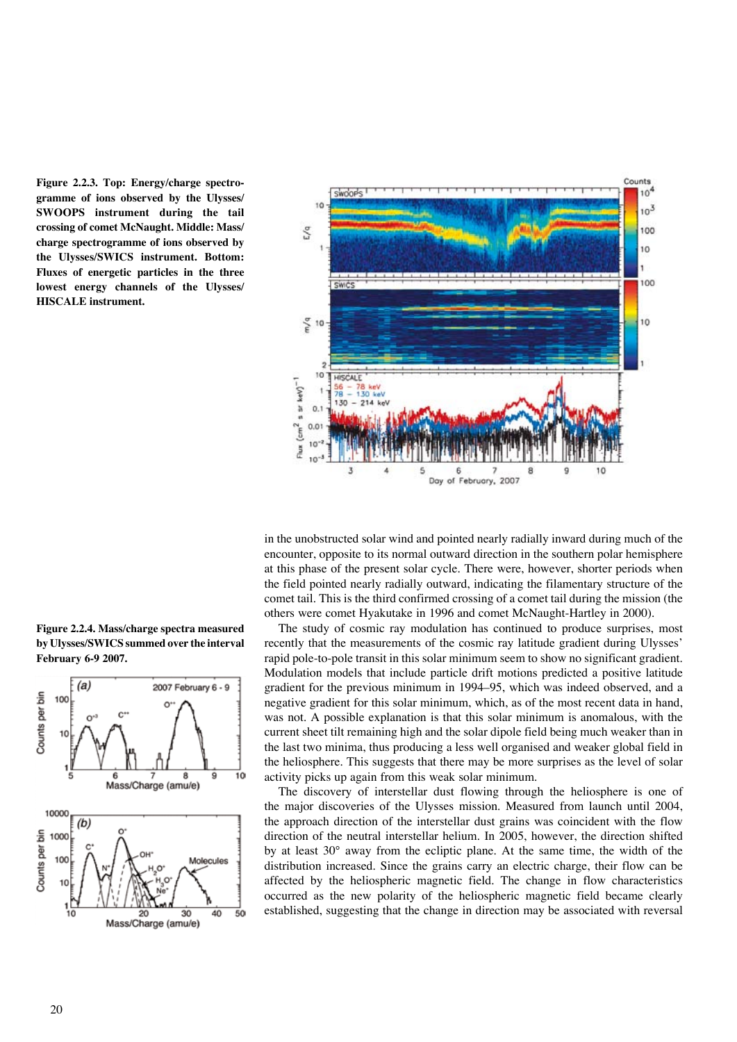**Figure 2.2.3. Top: Energy/charge spectrogramme of ions observed by the Ulysses/SWOOPS instrument during the tail crossing of comet McNaught. Middle: Mass/charge spectrogramme of ions observed by the Ulysses/SWICS instrument. Bottom: Fluxes of energetic particles in the three lowest energy channels of the Ulysses/HISCALE instrument.**

**Figure 2.2.4. Mass/charge spectra measured by Ulysses/SWICS summed over the interval February 6-9 2007.**

in the unobstructed solar wind and pointed nearly radially inward during much of the encounter, opposite to its normal outward direction in the southern polar hemisphere at this phase of the present solar cycle. There were, however, shorter periods when the field pointed nearly radially outward, indicating the filamentary structure of the comet tail. This is the third confirmed crossing of a comet tail during the mission (the others were comet Hyakutake in 1996 and comet McNaught-Hartley in 2000).

The study of cosmic ray modulation has continued to produce surprises, most recently that the measurements of the cosmic ray latitude gradient during Ulysses' rapid pole-to-pole transit in this solar minimum seem to show no significant gradient. Modulation models that include particle drift motions predicted a positive latitude gradient for the previous minimum in 1994–95, which was indeed observed, and a negative gradient for this solar minimum, which, as of the most recent data in hand, was not. A possible explanation is that this solar minimum is anomalous, with the current sheet tilt remaining high and the solar dipole field being much weaker than in the last two minima, thus producing a less well organised and weaker global field in the heliosphere. This suggests that there may be more surprises as the level of solar activity picks up again from this weak solar minimum.

The discovery of interstellar dust flowing through the heliosphere is one of the major discoveries of the Ulysses mission. Measured from launch until 2004, the approach direction of the interstellar dust grains was coincident with the flow direction of the neutral interstellar helium. In 2005, however, the direction shifted by at least 30° away from the ecliptic plane. At the same time, the width of the distribution increased. Since the grains carry an electric charge, their flow can be affected by the heliospheric magnetic field. The change in flow characteristics occurred as the new polarity of the heliospheric magnetic field became clearly established, suggesting that the change in direction may be associated with reversal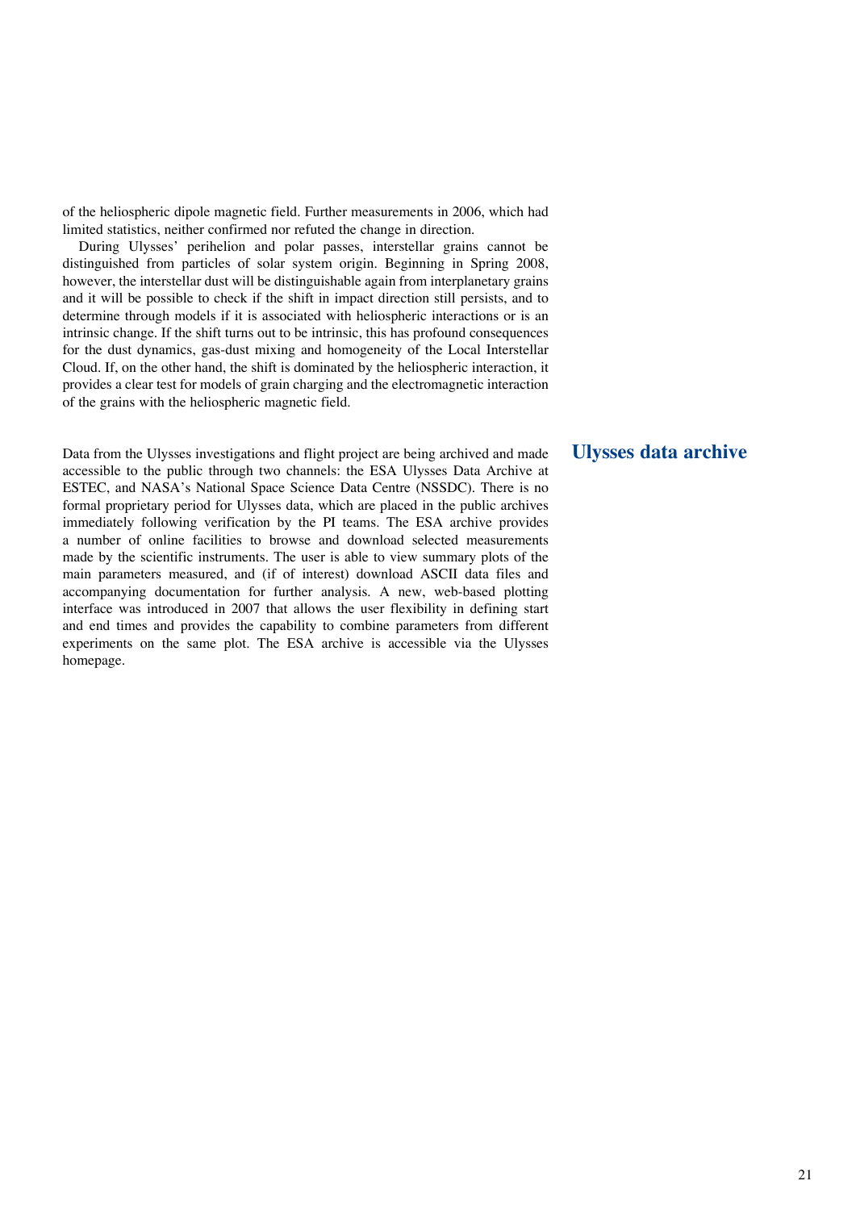of the heliospheric dipole magnetic field. Further measurements in 2006, which had limited statistics, neither confirmed nor refuted the change in direction.

During Ulysses' perihelion and polar passes, interstellar grains cannot be distinguished from particles of solar system origin. Beginning in Spring 2008, however, the interstellar dust will be distinguishable again from interplanetary grains and it will be possible to check if the shift in impact direction still persists, and to determine through models if it is associated with heliospheric interactions or is an intrinsic change. If the shift turns out to be intrinsic, this has profound consequences for the dust dynamics, gas-dust mixing and homogeneity of the Local Interstellar Cloud. If, on the other hand, the shift is dominated by the heliospheric interaction, it provides a clear test for models of grain charging and the electromagnetic interaction of the grains with the heliospheric magnetic field.

## Ulysses data archive

Data from the Ulysses investigations and flight project are being archived and made accessible to the public through two channels: the ESA Ulysses Data Archive at ESTEC, and NASA's National Space Science Data Centre (NSSDC). There is no formal proprietary period for Ulysses data, which are placed in the public archives immediately following verification by the PI teams. The ESA archive provides a number of online facilities to browse and download selected measurements made by the scientific instruments. The user is able to view summary plots of the main parameters measured, and (if of interest) download ASCII data files and accompanying documentation for further analysis. A new, web-based plotting interface was introduced in 2007 that allows the user flexibility in defining start and end times and provides the capability to combine parameters from different experiments on the same plot. The ESA archive is accessible via the Ulysses homepage.